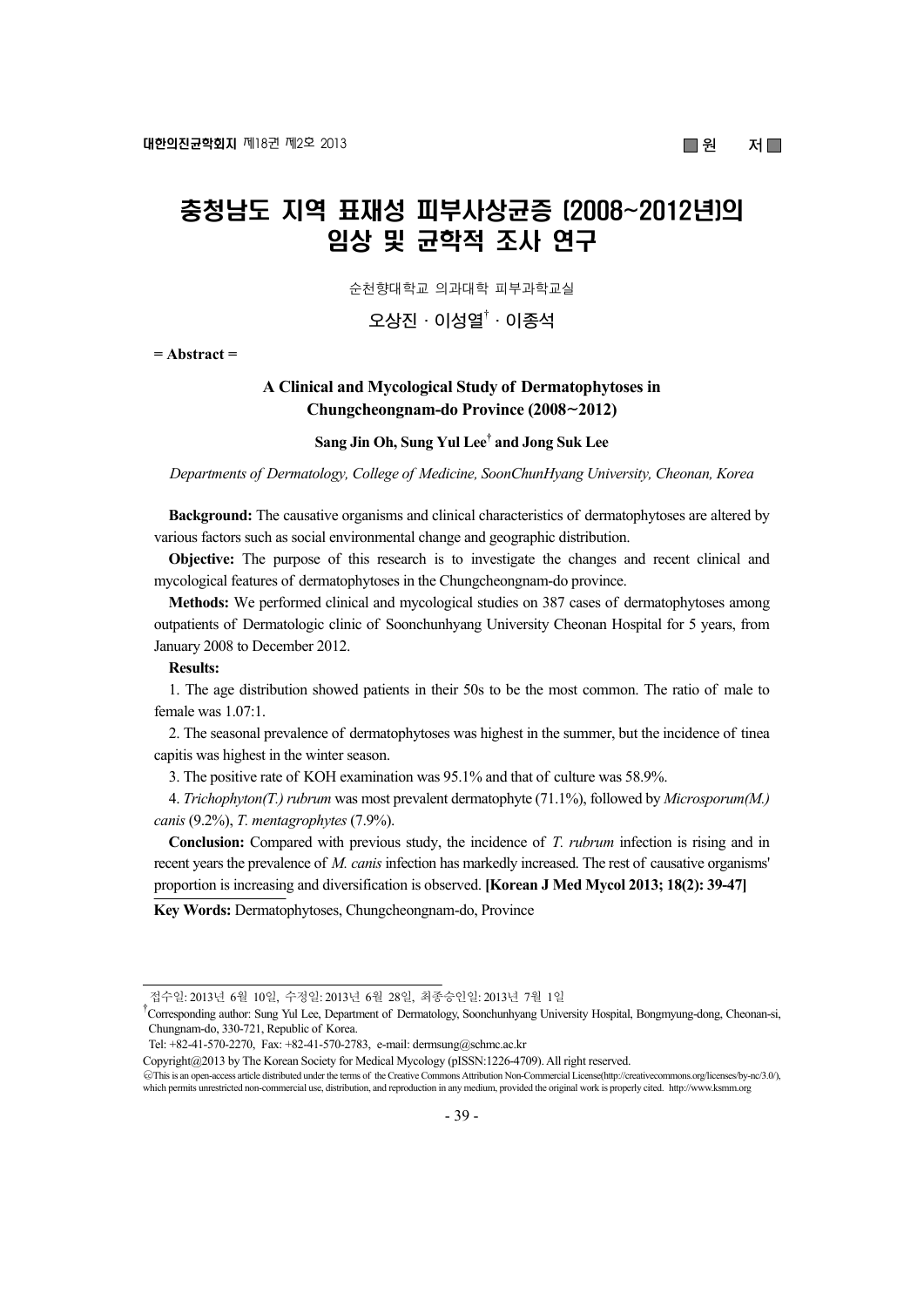■ 원 저 ■

# 충청남도 지역 표재성 피부사상균증 (2008~2012년)의 임상 및 균학적 조사 연구

순천향대학교 의과대학 피부과학교실

오상진 · 이성열[†] · 이종석

= Abstract =

## A Clinical and Mycological Study of Dermatophytoses in Chungcheongnam-do Province (2008~2012)

**Sang Jin Oh, Sung Yul Lee[†] and Jong Suk Lee**

*Departments of Dermatology, College of Medicine, SoonChunHyang University, Cheonan, Korea*

**Background:** The causative organisms and clinical characteristics of dermatophytoses are altered by various factors such as social environmental change and geographic distribution.

**Objective:** The purpose of this research is to investigate the changes and recent clinical and mycological features of dermatophytoses in the Chungcheongnam-do province.

**Methods:** We performed clinical and mycological studies on 387 cases of dermatophytoses among outpatients of Dermatologic clinic of Soonchunhyang University Cheonan Hospital for 5 years, from January 2008 to December 2012.

**Results:**

1. The age distribution showed patients in their 50s to be the most common. The ratio of male to female was 1.07:1.

2. The seasonal prevalence of dermatophytoses was highest in the summer, but the incidence of tinea capitis was highest in the winter season.

3. The positive rate of KOH examination was 95.1% and that of culture was 58.9%.

4. *Trichophyton(T.) rubrum* was most prevalent dermatophyte (71.1%), followed by *Microsporum(M.) canis* (9.2%), *T. mentagrophytes* (7.9%).

**Conclusion:** Compared with previous study, the incidence of *T. rubrum* infection is rising and in recent years the prevalence of *M. canis* infection has markedly increased. The rest of causative organisms' proportion is increasing and diversification is observed. **[Korean J Med Mycol 2013; 18(2): 39-47]**

**Key Words:** Dermatophytoses, Chungcheongnam-do, Province

---

접수일: 2013년 6월 10일, 수정일: 2013년 6월 28일, 최종승인일: 2013년 7월 1일

[†]Corresponding author: Sung Yul Lee, Department of Dermatology, Soonchunhyang University Hospital, Bongmyung-dong, Cheonan-si, Chungnam-do, 330-721, Republic of Korea.

Tel: +82-41-570-2270, Fax: +82-41-570-2783, e-mail: dermsung@schmc.ac.kr

Copyright@2013 by The Korean Society for Medical Mycology (pISSN:1226-4709). All right reserved.

ⓒThis is an open-access article distributed under the terms of the Creative Commons Attribution Non-Commercial License(http://creativecommons.org/licenses/by-nc/3.0/), which permits unrestricted non-commercial use, distribution, and reproduction in any medium, provided the original work is properly cited. http://www.ksmm.org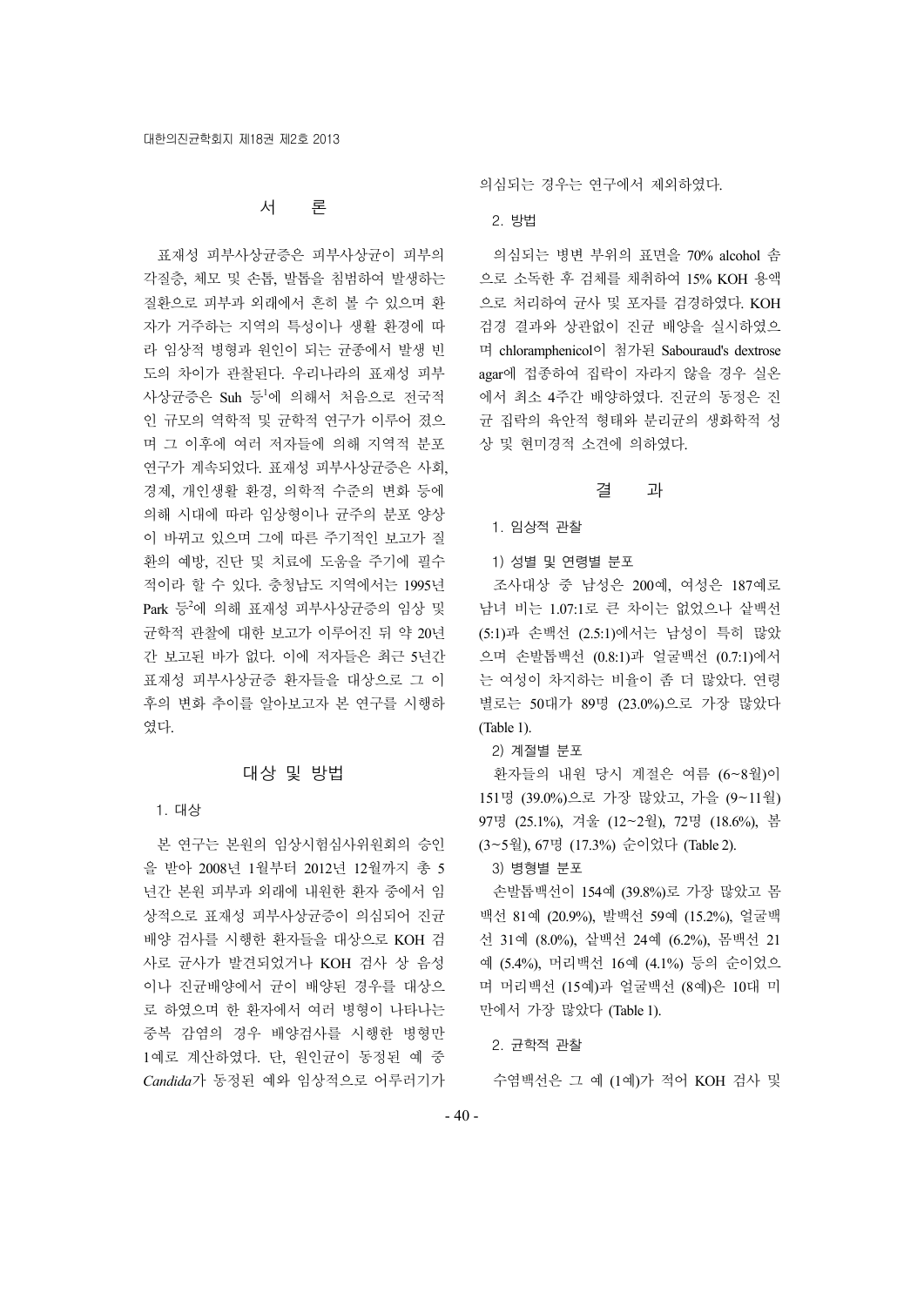## 서 론

표재성 피부사상균증은 피부사상균이 피부의 각질층, 체모 및 손톱, 발톱을 침범하여 발생하는 질환으로 피부과 외래에서 흔히 볼 수 있으며 환자가 거주하는 지역의 특성이나 생활 환경에 따라 임상적 병형과 원인이 되는 균종에서 발생 빈도의 차이가 관찰된다. 우리나라의 표재성 피부사상균증은 Suh 등[1]에 의해서 처음으로 전국적인 규모의 역학적 및 균학적 연구가 이루어 졌으며 그 이후에 여러 저자들에 의해 지역적 분포 연구가 계속되었다. 표재성 피부사상균증은 사회, 경제, 개인생활 환경, 의학적 수준의 변화 등에 의해 시대에 따라 임상형이나 균주의 분포 양상이 바뀌고 있으며 그에 따른 주기적인 보고가 질환의 예방, 진단 및 치료에 도움을 주기에 필수적이라 할 수 있다. 충청남도 지역에서는 1995년 Park 등[2]에 의해 표재성 피부사상균증의 임상 및 균학적 관찰에 대한 보고가 이루어진 뒤 약 20년간 보고된 바가 없다. 이에 저자들은 최근 5년간 표재성 피부사상균증 환자들을 대상으로 그 이후의 변화 추이를 알아보고자 본 연구를 시행하였다.

## 대상 및 방법

### 1. 대상

본 연구는 본원의 임상시험심사위원회의 승인을 받아 2008년 1월부터 2012년 12월까지 총 5년간 본원 피부과 외래에 내원한 환자 중에서 임상적으로 표재성 피부사상균증이 의심되어 진균배양 검사를 시행한 환자들을 대상으로 KOH 검사로 균사가 발견되었거나 KOH 검사 상 음성이나 진균배양에서 균이 배양된 경우를 대상으로 하였으며 한 환자에서 여러 병형이 나타나는 중복 감염의 경우 배양검사를 시행한 병형만 1예로 계산하였다. 단, 원인균이 동정된 예 중 *Candida*가 동정된 예와 임상적으로 어루러기가 의심되는 경우는 연구에서 제외하였다.

### 2. 방법

의심되는 병변 부위의 표면을 70% alcohol 솜으로 소독한 후 검체를 채취하여 15% KOH 용액으로 처리하여 균사 및 포자를 검경하였다. KOH 검경 결과와 상관없이 진균 배양을 실시하였으며 chloramphenicol이 첨가된 Sabouraud's dextrose agar에 접종하여 집락이 자라지 않을 경우 실온에서 최소 4주간 배양하였다. 진균의 동정은 진균 집락의 육안적 형태와 분리균의 생화학적 성상 및 현미경적 소견에 의하였다.

## 결 과

### 1. 임상적 관찰

#### 1) 성별 및 연령별 분포

조사대상 중 남성은 200예, 여성은 187예로 남녀 비는 1.07:1로 큰 차이는 없었으나 샅백선 (5:1)과 손백선 (2.5:1)에서는 남성이 특히 많았으며 손발톱백선 (0.8:1)과 얼굴백선 (0.7:1)에서는 여성이 차지하는 비율이 좀 더 많았다. 연령별로는 50대가 89명 (23.0%)으로 가장 많았다 (Table 1).

#### 2) 계절별 분포

환자들의 내원 당시 계절은 여름 (6~8월)이 151명 (39.0%)으로 가장 많았고, 가을 (9~11월) 97명 (25.1%), 겨울 (12~2월), 72명 (18.6%), 봄 (3~5월), 67명 (17.3%) 순이었다 (Table 2).

#### 3) 병형별 분포

손발톱백선이 154예 (39.8%)로 가장 많았고 몸백선 81예 (20.9%), 발백선 59예 (15.2%), 얼굴백선 31예 (8.0%), 샅백선 24예 (6.2%), 몸백선 21예 (5.4%), 머리백선 16예 (4.1%) 등의 순이었으며 머리백선 (15예)과 얼굴백선 (8예)은 10대 미만에서 가장 많았다 (Table 1).

### 2. 균학적 관찰

수염백선은 그 예 (1예)가 적어 KOH 검사 및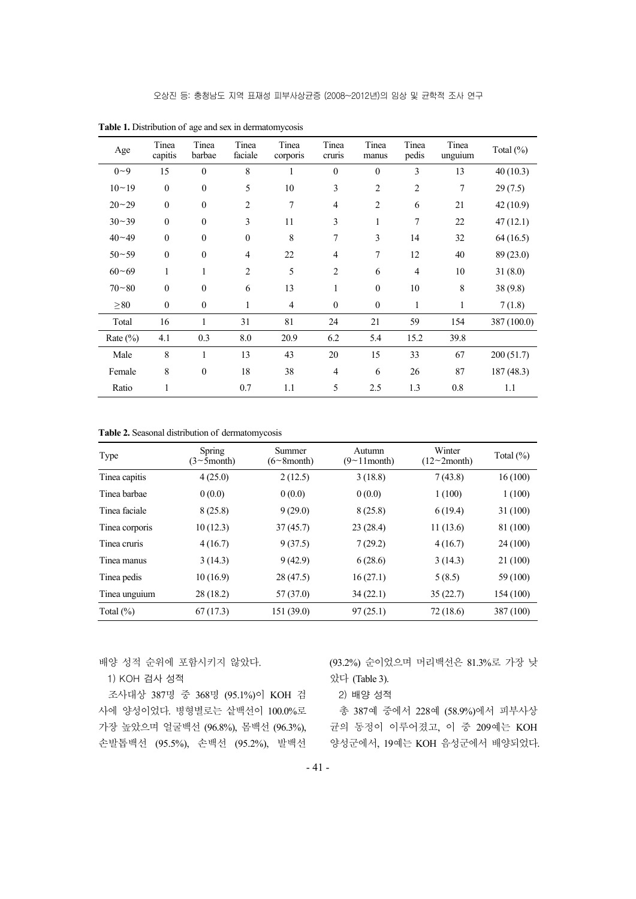**Table 1.** Distribution of age and sex in dermatomycosis

| Age | Tinea capitis | Tinea barbae | Tinea faciale | Tinea corporis | Tinea cruris | Tinea manus | Tinea pedis | Tinea unguium | Total (%) |
|---|---|---|---|---|---|---|---|---|---|
| 0~9 | 15 | 0 | 8 | 1 | 0 | 0 | 3 | 13 | 40 (10.3) |
| 10~19 | 0 | 0 | 5 | 10 | 3 | 2 | 2 | 7 | 29 (7.5) |
| 20~29 | 0 | 0 | 2 | 7 | 4 | 2 | 6 | 21 | 42 (10.9) |
| 30~39 | 0 | 0 | 3 | 11 | 3 | 1 | 7 | 22 | 47 (12.1) |
| 40~49 | 0 | 0 | 0 | 8 | 7 | 3 | 14 | 32 | 64 (16.5) |
| 50~59 | 0 | 0 | 4 | 22 | 4 | 7 | 12 | 40 | 89 (23.0) |
| 60~69 | 1 | 1 | 2 | 5 | 2 | 6 | 4 | 10 | 31 (8.0) |
| 70~80 | 0 | 0 | 6 | 13 | 1 | 0 | 10 | 8 | 38 (9.8) |
| ≥80 | 0 | 0 | 1 | 4 | 0 | 0 | 1 | 1 | 7 (1.8) |
| Total | 16 | 1 | 31 | 81 | 24 | 21 | 59 | 154 | 387 (100.0) |
| Rate (%) | 4.1 | 0.3 | 8.0 | 20.9 | 6.2 | 5.4 | 15.2 | 39.8 | |
| Male | 8 | 1 | 13 | 43 | 20 | 15 | 33 | 67 | 200 (51.7) |
| Female | 8 | 0 | 18 | 38 | 4 | 6 | 26 | 87 | 187 (48.3) |
| Ratio | 1 | | 0.7 | 1.1 | 5 | 2.5 | 1.3 | 0.8 | 1.1 |

**Table 2.** Seasonal distribution of dermatomycosis

| Type | Spring (3~5month) | Summer (6~8month) | Autumn (9~11month) | Winter (12~2month) | Total (%) |
|---|---|---|---|---|---|
| Tinea capitis | 4 (25.0) | 2 (12.5) | 3 (18.8) | 7 (43.8) | 16 (100) |
| Tinea barbae | 0 (0.0) | 0 (0.0) | 0 (0.0) | 1 (100) | 1 (100) |
| Tinea faciale | 8 (25.8) | 9 (29.0) | 8 (25.8) | 6 (19.4) | 31 (100) |
| Tinea corporis | 10 (12.3) | 37 (45.7) | 23 (28.4) | 11 (13.6) | 81 (100) |
| Tinea cruris | 4 (16.7) | 9 (37.5) | 7 (29.2) | 4 (16.7) | 24 (100) |
| Tinea manus | 3 (14.3) | 9 (42.9) | 6 (28.6) | 3 (14.3) | 21 (100) |
| Tinea pedis | 10 (16.9) | 28 (47.5) | 16 (27.1) | 5 (8.5) | 59 (100) |
| Tinea unguium | 28 (18.2) | 57 (37.0) | 34 (22.1) | 35 (22.7) | 154 (100) |
| Total (%) | 67 (17.3) | 151 (39.0) | 97 (25.1) | 72 (18.6) | 387 (100) |

배양 성적 순위에 포함시키지 않았다.

1) KOH 검사 성적

조사대상 387명 중 368명 (95.1%)이 KOH 검사에 양성이었다. 병형별로는 샅백선이 100.0%로 가장 높았으며 얼굴백선 (96.8%), 몸백선 (96.3%), 손발톱백선 (95.5%), 손백선 (95.2%), 발백선 (93.2%) 순이었으며 머리백선은 81.3%로 가장 낮았다 (Table 3).

2) 배양 성적

총 387예 중에서 228예 (58.9%)에서 피부사상균의 동정이 이루어졌고, 이 중 209예는 KOH 양성군에서, 19예는 KOH 음성군에서 배양되었다.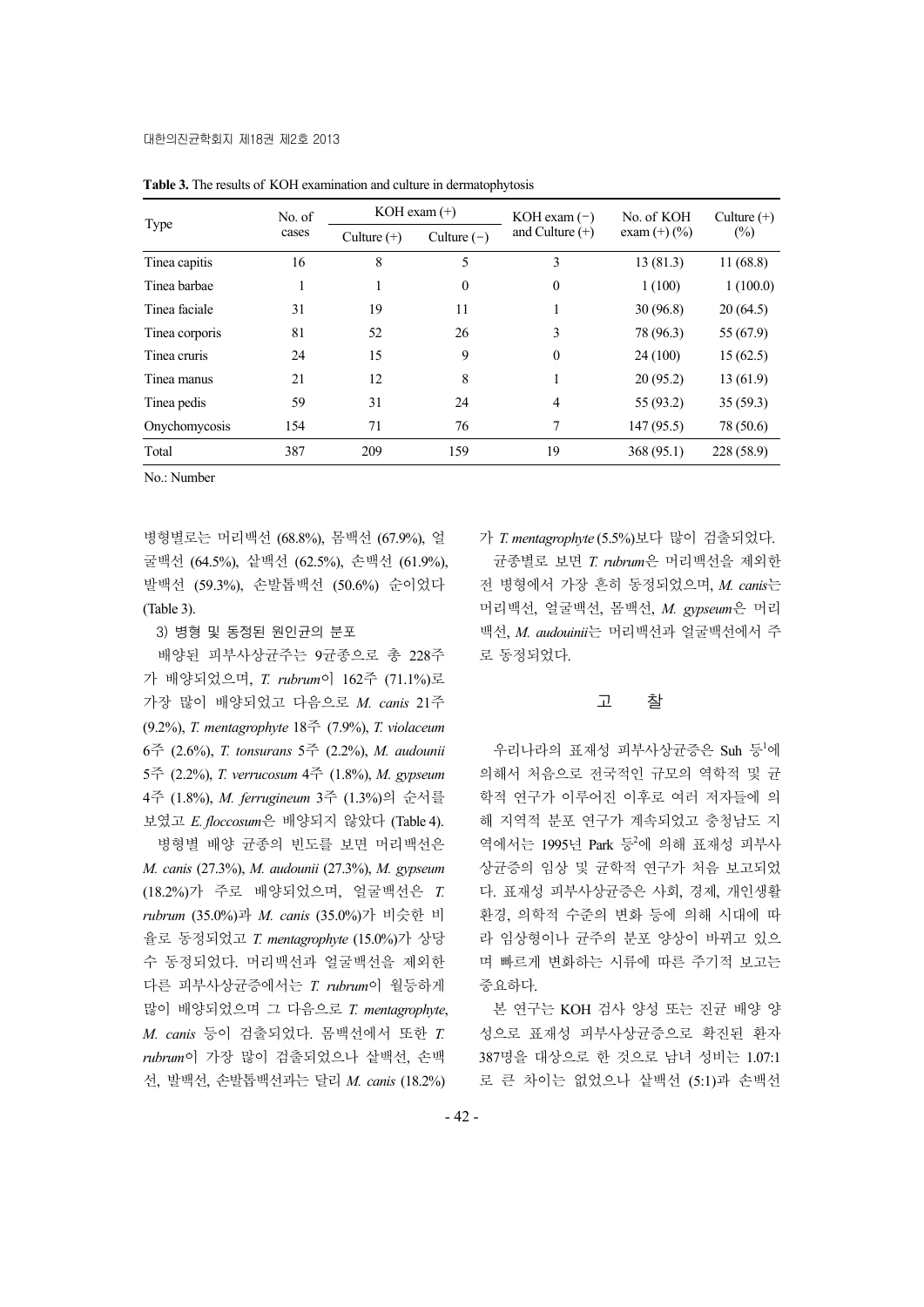**Table 3.** The results of KOH examination and culture in dermatophytosis

| Type | No. of cases | KOH exam (+) | | KOH exam (−) and Culture (+) | No. of KOH exam (+) (%) | Culture (+) (%) |
|---|---|---|---|---|---|---|
| | | Culture (+) | Culture (−) | | | |
| Tinea capitis | 16 | 8 | 5 | 3 | 13 (81.3) | 11 (68.8) |
| Tinea barbae | 1 | 1 | 0 | 0 | 1 (100) | 1 (100.0) |
| Tinea faciale | 31 | 19 | 11 | 1 | 30 (96.8) | 20 (64.5) |
| Tinea corporis | 81 | 52 | 26 | 3 | 78 (96.3) | 55 (67.9) |
| Tinea cruris | 24 | 15 | 9 | 0 | 24 (100) | 15 (62.5) |
| Tinea manus | 21 | 12 | 8 | 1 | 20 (95.2) | 13 (61.9) |
| Tinea pedis | 59 | 31 | 24 | 4 | 55 (93.2) | 35 (59.3) |
| Onychomycosis | 154 | 71 | 76 | 7 | 147 (95.5) | 78 (50.6) |
| Total | 387 | 209 | 159 | 19 | 368 (95.1) | 228 (58.9) |

No.: Number

병형별로는 머리백선 (68.8%), 몸백선 (67.9%), 얼굴백선 (64.5%), 샅백선 (62.5%), 손백선 (61.9%), 발백선 (59.3%), 손발톱백선 (50.6%) 순이었다 (Table 3).

3) 병형 및 동정된 원인균의 분포

배양된 피부사상균주는 9균종으로 총 228주가 배양되었으며, *T. rubrum*이 162주 (71.1%)로 가장 많이 배양되었고 다음으로 *M. canis* 21주 (9.2%), *T. mentagrophyte* 18주 (7.9%), *T. violaceum* 6주 (2.6%), *T. tonsurans* 5주 (2.2%), *M. audounii* 5주 (2.2%), *T. verrucosum* 4주 (1.8%), *M. gypseum* 4주 (1.8%), *M. ferrugineum* 3주 (1.3%)의 순서를 보였고 *E. floccosum*은 배양되지 않았다 (Table 4).

병형별 배양 균종의 빈도를 보면 머리백선은 *M. canis* (27.3%), *M. audounii* (27.3%), *M. gypseum* (18.2%)가 주로 배양되었으며, 얼굴백선은 *T. rubrum* (35.0%)과 *M. canis* (35.0%)가 비슷한 비율로 동정되었고 *T. mentagrophyte* (15.0%)가 상당수 동정되었다. 머리백선과 얼굴백선을 제외한 다른 피부사상균증에서는 *T. rubrum*이 월등하게 많이 배양되었으며 그 다음으로 *T. mentagrophyte*, *M. canis* 등이 검출되었다. 몸백선에서 또한 *T. rubrum*이 가장 많이 검출되었으나 샅백선, 손백선, 발백선, 손발톱백선과는 달리 *M. canis* (18.2%)가 *T. mentagrophyte* (5.5%)보다 많이 검출되었다.

균종별로 보면 *T. rubrum*은 머리백선을 제외한 전 병형에서 가장 흔히 동정되었으며, *M. canis*는 머리백선, 얼굴백선, 몸백선, *M. gypseum*은 머리백선, *M. audouinii*는 머리백선과 얼굴백선에서 주로 동정되었다.

## 고 찰

우리나라의 표재성 피부사상균증은 Suh 등[1]에 의해서 처음으로 전국적인 규모의 역학적 및 균학적 연구가 이루어진 이후로 여러 저자들에 의해 지역적 분포 연구가 계속되었고 충청남도 지역에서는 1995년 Park 등[2]에 의해 표재성 피부사상균증의 임상 및 균학적 연구가 처음 보고되었다. 표재성 피부사상균증은 사회, 경제, 개인생활 환경, 의학적 수준의 변화 등에 의해 시대에 따라 임상형이나 균주의 분포 양상이 바뀌고 있으며 빠르게 변화하는 시류에 따른 주기적 보고는 중요하다.

본 연구는 KOH 검사 양성 또는 진균 배양 양성으로 표재성 피부사상균증으로 확진된 환자 387명을 대상으로 한 것으로 남녀 성비는 1.07:1로 큰 차이는 없었으나 샅백선 (5:1)과 손백선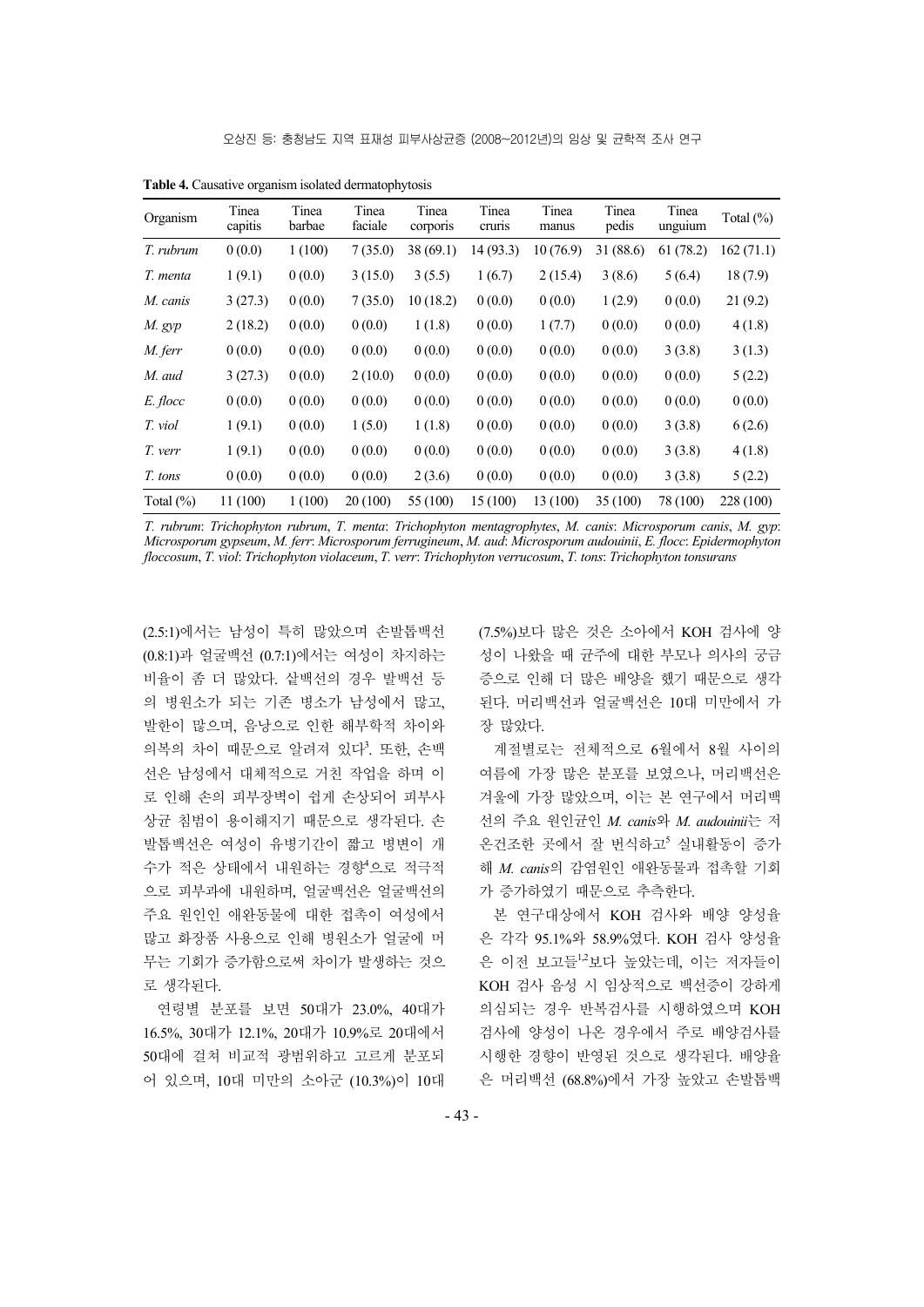**Table 4.** Causative organism isolated dermatophytosis

| Organism | Tinea capitis | Tinea barbae | Tinea faciale | Tinea corporis | Tinea cruris | Tinea manus | Tinea pedis | Tinea unguium | Total (%) |
|---|---|---|---|---|---|---|---|---|---|
| *T. rubrum* | 0 (0.0) | 1 (100) | 7 (35.0) | 38 (69.1) | 14 (93.3) | 10 (76.9) | 31 (88.6) | 61 (78.2) | 162 (71.1) |
| *T. menta* | 1 (9.1) | 0 (0.0) | 3 (15.0) | 3 (5.5) | 1 (6.7) | 2 (15.4) | 3 (8.6) | 5 (6.4) | 18 (7.9) |
| *M. canis* | 3 (27.3) | 0 (0.0) | 7 (35.0) | 10 (18.2) | 0 (0.0) | 0 (0.0) | 1 (2.9) | 0 (0.0) | 21 (9.2) |
| *M. gyp* | 2 (18.2) | 0 (0.0) | 0 (0.0) | 1 (1.8) | 0 (0.0) | 1 (7.7) | 0 (0.0) | 0 (0.0) | 4 (1.8) |
| *M. ferr* | 0 (0.0) | 0 (0.0) | 0 (0.0) | 0 (0.0) | 0 (0.0) | 0 (0.0) | 0 (0.0) | 3 (3.8) | 3 (1.3) |
| *M. aud* | 3 (27.3) | 0 (0.0) | 2 (10.0) | 0 (0.0) | 0 (0.0) | 0 (0.0) | 0 (0.0) | 0 (0.0) | 5 (2.2) |
| *E. flocc* | 0 (0.0) | 0 (0.0) | 0 (0.0) | 0 (0.0) | 0 (0.0) | 0 (0.0) | 0 (0.0) | 0 (0.0) | 0 (0.0) |
| *T. viol* | 1 (9.1) | 0 (0.0) | 1 (5.0) | 1 (1.8) | 0 (0.0) | 0 (0.0) | 0 (0.0) | 3 (3.8) | 6 (2.6) |
| *T. verr* | 1 (9.1) | 0 (0.0) | 0 (0.0) | 0 (0.0) | 0 (0.0) | 0 (0.0) | 0 (0.0) | 3 (3.8) | 4 (1.8) |
| *T. tons* | 0 (0.0) | 0 (0.0) | 0 (0.0) | 2 (3.6) | 0 (0.0) | 0 (0.0) | 0 (0.0) | 3 (3.8) | 5 (2.2) |
| Total (%) | 11 (100) | 1 (100) | 20 (100) | 55 (100) | 15 (100) | 13 (100) | 35 (100) | 78 (100) | 228 (100) |

*T. rubrum*: *Trichophyton rubrum*, *T. menta*: *Trichophyton mentagrophytes*, *M. canis*: *Microsporum canis*, *M. gyp*: *Microsporum gypseum*, *M. ferr*: *Microsporum ferrugineum*, *M. aud*: *Microsporum audouinii*, *E. flocc*: *Epidermophyton floccosum*, *T. viol*: *Trichophyton violaceum*, *T. verr*: *Trichophyton verrucosum*, *T. tons*: *Trichophyton tonsurans*

(2.5:1)에서는 남성이 특히 많았으며 손발톱백선 (0.8:1)과 얼굴백선 (0.7:1)에서는 여성이 차지하는 비율이 좀 더 많았다. 샅백선의 경우 발백선 등의 병원소가 되는 기존 병소가 남성에서 많고, 발한이 많으며, 음낭으로 인한 해부학적 차이와 의복의 차이 때문으로 알려져 있다[3]. 또한, 손백선은 남성에서 대체적으로 거친 작업을 하며 이로 인해 손의 피부장벽이 쉽게 손상되어 피부사상균 침범이 용이해지기 때문으로 생각된다. 손발톱백선은 여성이 유병기간이 짧고 병변이 개수가 적은 상태에서 내원하는 경향[4]으로 적극적으로 피부과에 내원하며, 얼굴백선은 얼굴백선의 주요 원인인 애완동물에 대한 접촉이 여성에서 많고 화장품 사용으로 인해 병원소가 얼굴에 머무는 기회가 증가함으로써 차이가 발생하는 것으로 생각된다.

연령별 분포를 보면 50대가 23.0%, 40대가 16.5%, 30대가 12.1%, 20대가 10.9%로 20대에서 50대에 걸쳐 비교적 광범위하고 고르게 분포되어 있으며, 10대 미만의 소아군 (10.3%)이 10대 (7.5%)보다 많은 것은 소아에서 KOH 검사에 양성이 나왔을 때 균주에 대한 부모나 의사의 궁금증으로 인해 더 많은 배양을 했기 때문으로 생각된다. 머리백선과 얼굴백선은 10대 미만에서 가장 많았다.

계절별로는 전체적으로 6월에서 8월 사이의 여름에 가장 많은 분포를 보였으나, 머리백선은 겨울에 가장 많았으며, 이는 본 연구에서 머리백선의 주요 원인균인 *M. canis*와 *M. audouinii*는 저온건조한 곳에서 잘 번식하고[5] 실내활동이 증가해 *M. canis*의 감염원인 애완동물과 접촉할 기회가 증가하였기 때문으로 추측한다.

본 연구대상에서 KOH 검사와 배양 양성율은 각각 95.1%와 58.9%였다. KOH 검사 양성율은 이전 보고들[1,2]보다 높았는데, 이는 저자들이 KOH 검사 음성 시 임상적으로 백선증이 강하게 의심되는 경우 반복검사를 시행하였으며 KOH 검사에 양성이 나온 경우에서 주로 배양검사를 시행한 경향이 반영된 것으로 생각된다. 배양율은 머리백선 (68.8%)에서 가장 높았고 손발톱백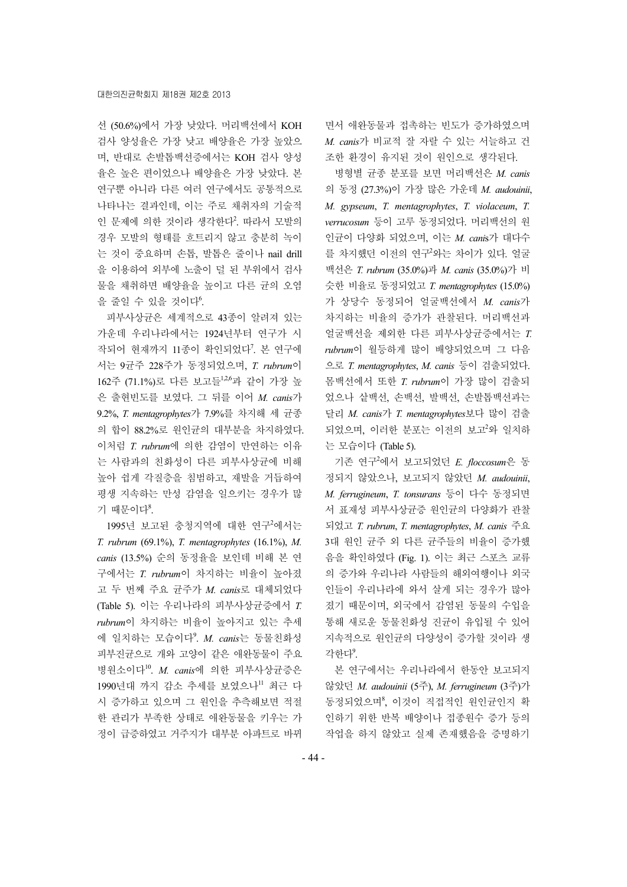선 (50.6%)에서 가장 낮았다. 머리백선에서 KOH 검사 양성율은 가장 낮고 배양율은 가장 높았으며, 반대로 손발톱백선증에서는 KOH 검사 양성율은 높은 편이었으나 배양율은 가장 낮았다. 본 연구뿐 아니라 다른 여러 연구에서도 공통적으로 나타나는 결과인데, 이는 주로 채취자의 기술적인 문제에 의한 것이라 생각한다[2]. 따라서 모발의 경우 모발의 형태를 흐트리지 않고 충분히 녹이는 것이 중요하며 손톱, 발톱은 줄이나 nail drill을 이용하여 외부에 노출이 덜 된 부위에서 검사물을 채취하면 배양율을 높이고 다른 균의 오염을 줄일 수 있을 것이다[6].

피부사상균은 세계적으로 43종이 알려져 있는 가운데 우리나라에서는 1924년부터 연구가 시작되어 현재까지 11종이 확인되었다[7]. 본 연구에서는 9균주 228주가 동정되었으며, *T. rubrum*이 162주 (71.1%)로 다른 보고들[1,2,6]과 같이 가장 높은 출현빈도를 보였다. 그 뒤를 이어 *M. canis*가 9.2%, *T. mentagrophytes*가 7.9%를 차지해 세 균종의 합이 88.2%로 원인균의 대부분을 차지하였다. 이처럼 *T. rubrum*에 의한 감염이 만연하는 이유는 사람과의 친화성이 다른 피부사상균에 비해 높아 쉽게 각질층을 침범하고, 재발을 거듭하여 평생 지속하는 만성 감염을 일으키는 경우가 많기 때문이다[8].

1995년 보고된 충청지역에 대한 연구[2]에서는 *T. rubrum* (69.1%), *T. mentagrophytes* (16.1%), *M. canis* (13.5%) 순의 동정율을 보인데 비해 본 연구에서는 *T. rubrum*이 차지하는 비율이 높아졌고 두 번째 주요 균주가 *M. canis*로 대체되었다 (Table 5). 이는 우리나라의 피부사상균증에서 *T. rubrum*이 차지하는 비율이 높아지고 있는 추세에 일치하는 모습이다[9]. *M. canis*는 동물친화성 피부진균으로 개와 고양이 같은 애완동물이 주요 병원소이다[10]. *M. canis*에 의한 피부사상균증은 1990년대 까지 감소 추세를 보였으나[11] 최근 다시 증가하고 있으며 그 원인을 추측해보면 적절한 관리가 부족한 상태로 애완동물을 키우는 가정이 급증하였고 거주지가 대부분 아파트로 바뀌면서 애완동물과 접촉하는 빈도가 증가하였으며 *M. canis*가 비교적 잘 자랄 수 있는 서늘하고 건조한 환경이 유지된 것이 원인으로 생각된다.

병형별 균종 분포를 보면 머리백선은 *M. canis*의 동정 (27.3%)이 가장 많은 가운데 *M. audouinii*, *M. gypseum*, *T. mentagrophytes*, *T. violaceum*, *T. verrucosum* 등이 고루 동정되었다. 머리백선의 원인균이 다양해 되었으며, 이는 *M. canis*가 대다수를 차지했던 이전의 연구[2]와는 차이가 있다. 얼굴백선은 *T. rubrum* (35.0%)과 *M. canis* (35.0%)가 비슷한 비율로 동정되었고 *T. mentagrophytes* (15.0%)가 상당수 동정되어 얼굴백선에서 *M. canis*가 차지하는 비율의 증가가 관찰된다. 머리백선과 얼굴백선을 제외한 다른 피부사상균증에서는 *T. rubrum*이 월등하게 많이 배양되었으며 그 다음으로 *T. mentagrophytes*, *M. canis* 등이 검출되었다. 몸백선에서 또한 *T. rubrum*이 가장 많이 검출되었으나 샅백선, 손백선, 발백선, 손발톱백선과는 달리 *M. canis*가 *T. mentagrophytes*보다 많이 검출되었으며, 이러한 분포는 이전의 보고[2]와 일치하는 모습이다 (Table 5).

기존 연구[2]에서 보고되었던 *E. floccosum*은 동정되지 않았으나, 보고되지 않았던 *M. audouinii*, *M. ferrugineum*, *T. tonsurans* 등이 다수 동정되면서 표재성 피부사상균증 원인균의 다양화가 관찰되었고 *T. rubrum*, *T. mentagrophytes*, *M. canis* 주요 3대 원인 균주 외 다른 균주들의 비율이 증가했음을 확인하였다 (Fig. 1). 이는 최근 스포츠 교류의 증가와 우리나라 사람들의 해외여행이나 외국인들이 우리나라에 와서 살게 되는 경우가 많아졌기 때문이며, 외국에서 감염된 동물의 수입을 통해 새로운 동물친화성 진균이 유입될 수 있어 지속적으로 원인균의 다양성이 증가할 것이라 생각한다[9].

본 연구에서는 우리나라에서 한동안 보고되지 않았던 *M. audouinii* (5주), *M. ferrugineum* (3주)가 동정되었으며[8], 이것이 직접적인 원인균인지 확인하기 위한 반복 배양이나 접종원수 증가 등의 작업을 하지 않았고 실제 존재했음을 증명하기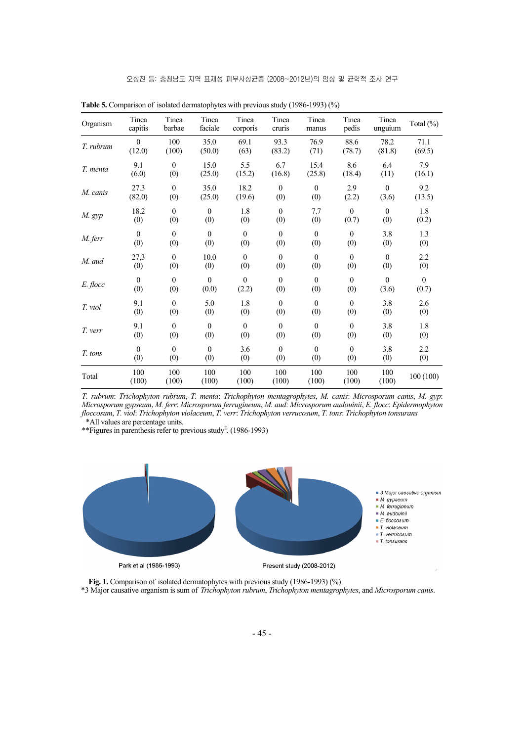**Table 5.** Comparison of isolated dermatophytes with previous study (1986-1993) (%)

| Organism | Tinea capitis | Tinea barbae | Tinea faciale | Tinea corporis | Tinea cruris | Tinea manus | Tinea pedis | Tinea unguium | Total (%) |
|---|---|---|---|---|---|---|---|---|---|
| *T. rubrum* | 0 (12.0) | 100 (100) | 35.0 (50.0) | 69.1 (63) | 93.3 (83.2) | 76.9 (71) | 88.6 (78.7) | 78.2 (81.8) | 71.1 (69.5) |
| *T. menta* | 9.1 (6.0) | 0 (0) | 15.0 (25.0) | 5.5 (15.2) | 6.7 (16.8) | 15.4 (25.8) | 8.6 (18.4) | 6.4 (11) | 7.9 (16.1) |
| *M. canis* | 27.3 (82.0) | 0 (0) | 35.0 (25.0) | 18.2 (19.6) | 0 (0) | 0 (0) | 2.9 (2.2) | 0 (3.6) | 9.2 (13.5) |
| *M. gyp* | 18.2 (0) | 0 (0) | 0 (0) | 1.8 (0) | 0 (0) | 7.7 (0) | 0 (0.7) | 0 (0) | 1.8 (0.2) |
| *M. ferr* | 0 (0) | 0 (0) | 0 (0) | 0 (0) | 0 (0) | 0 (0) | 0 (0) | 3.8 (0) | 1.3 (0) |
| *M. aud* | 27,3 (0) | 0 (0) | 10.0 (0) | 0 (0) | 0 (0) | 0 (0) | 0 (0) | 0 (0) | 2.2 (0) |
| *E. flocc* | 0 (0) | 0 (0) | 0 (0.0) | 0 (2.2) | 0 (0) | 0 (0) | 0 (0) | 0 (3.6) | 0 (0.7) |
| *T. viol* | 9.1 (0) | 0 (0) | 5.0 (0) | 1.8 (0) | 0 (0) | 0 (0) | 0 (0) | 3.8 (0) | 2.6 (0) |
| *T. verr* | 9.1 (0) | 0 (0) | 0 (0) | 0 (0) | 0 (0) | 0 (0) | 0 (0) | 3.8 (0) | 1.8 (0) |
| *T. tons* | 0 (0) | 0 (0) | 0 (0) | 3.6 (0) | 0 (0) | 0 (0) | 0 (0) | 3.8 (0) | 2.2 (0) |
| Total | 100 (100) | 100 (100) | 100 (100) | 100 (100) | 100 (100) | 100 (100) | 100 (100) | 100 (100) | 100 (100) |

*T. rubrum*: *Trichophyton rubrum*, *T. menta*: *Trichophyton mentagrophytes*, *M. canis*: *Microsporum canis*, *M. gyp*: *Microsporum gypseum*, *M. ferr*: *Microsporum ferrugineum*, *M. aud*: *Microsporum audouinii*, *E. flocc*: *Epidermophyton floccosum*, *T. viol*: *Trichophyton violaceum*, *T. verr*: *Trichophyton verrucosum*, *T. tons*: *Trichophyton tonsurans*

*All values are percentage units.

**Figures in parenthesis refer to previous study[2]. (1986-1993)

Park et al (1986-1993)    Present study (2008-2012)

- 3 Major causative organism
- M. gypseum
- M. ferrugineum
- M. audouinii
- E. floccosum
- T. violaceum
- T. verrucosum
- T. tonsurans

**Fig. 1.** Comparison of isolated dermatophytes with previous study (1986-1993) (%)

*3 Major causative organism is sum of *Trichophyton rubrum*, *Trichophyton mentagrophytes*, and *Microsporum canis*.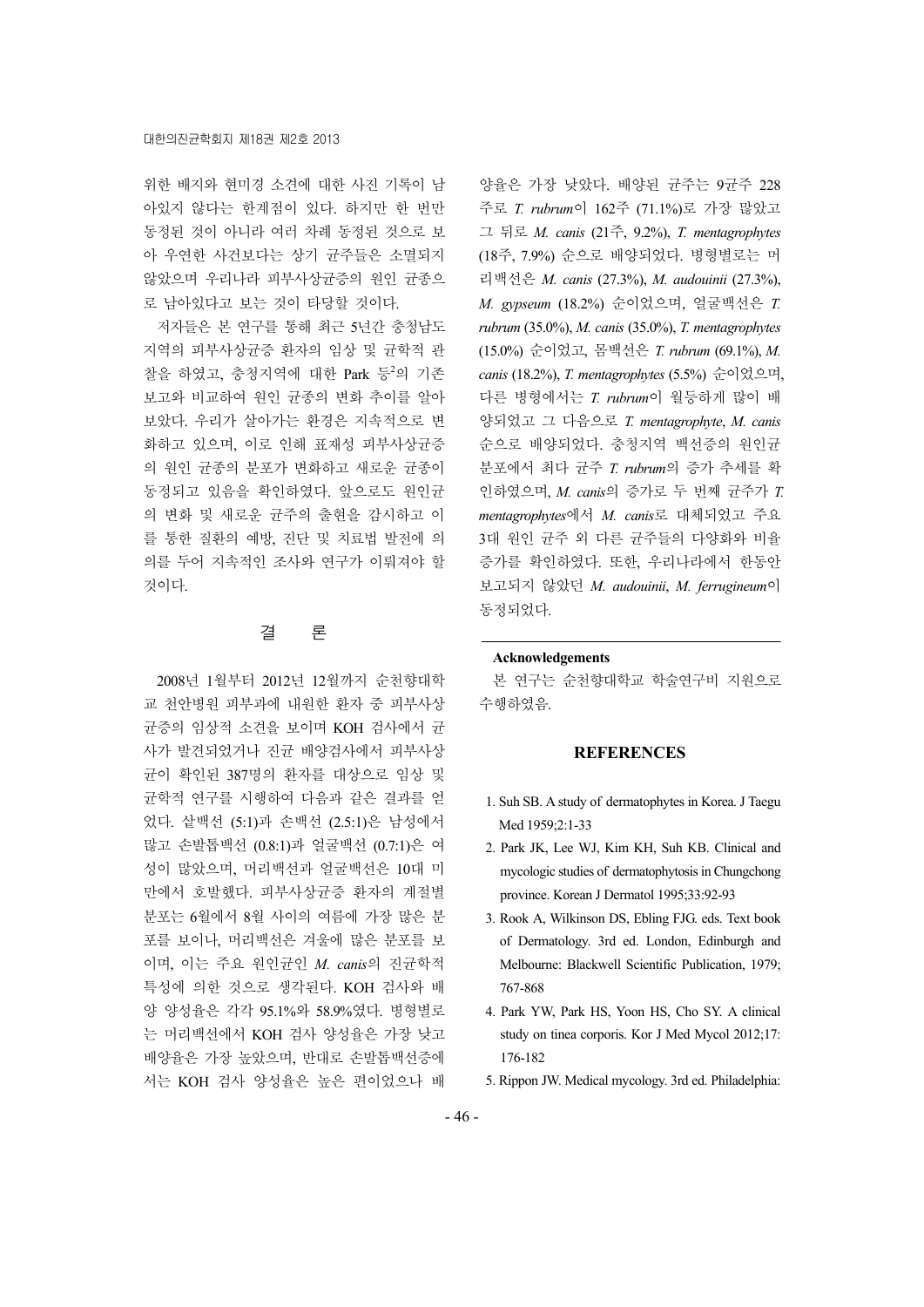위한 배지와 현미경 소견에 대한 사진 기록이 남아있지 않다는 한계점이 있다. 하지만 한 번만 동정된 것이 아니라 여러 차례 동정된 것으로 보아 우연한 사건보다는 상기 균주들은 소멸되지 않았으며 우리나라 피부사상균증의 원인 균종으로 남아있다고 보는 것이 타당할 것이다.

저자들은 본 연구를 통해 최근 5년간 충청남도 지역의 피부사상균증 환자의 임상 및 균학적 관찰을 하였고, 충청지역에 대한 Park 등[2]의 기존 보고와 비교하여 원인 균종의 변화 추이를 알아보았다. 우리가 살아가는 환경은 지속적으로 변화하고 있으며, 이로 인해 표재성 피부사상균증의 원인 균종의 분포가 변화하고 새로운 균종이 동정되고 있음을 확인하였다. 앞으로도 원인균의 변화 및 새로운 균주의 출현을 감시하고 이를 통한 질환의 예방, 진단 및 치료법 발전에 의의를 두어 지속적인 조사와 연구가 이뤄져야 할 것이다.

## 결 론

2008년 1월부터 2012년 12월까지 순천향대학교 천안병원 피부과에 내원한 환자 중 피부사상균증의 임상적 소견을 보이며 KOH 검사에서 균사가 발견되었거나 진균 배양검사에서 피부사상균이 확인된 387명의 환자를 대상으로 임상 및 균학적 연구를 시행하여 다음과 같은 결과를 얻었다. 샅백선 (5:1)과 손백선 (2.5:1)은 남성에서 많고 손발톱백선 (0.8:1)과 얼굴백선 (0.7:1)은 여성이 많았으며, 머리백선과 얼굴백선은 10대 미만에서 호발했다. 피부사상균증 환자의 계절별 분포는 6월에서 8월 사이의 여름에 가장 많은 분포를 보이나, 머리백선은 겨울에 많은 분포를 보이며, 이는 주요 원인균인 *M. canis*의 진균학적 특성에 의한 것으로 생각된다. KOH 검사와 배양 양성율은 각각 95.1%와 58.9%였다. 병형별로는 머리백선에서 KOH 검사 양성율은 가장 낮고 배양율은 가장 높았으며, 반대로 손발톱백선증에서는 KOH 검사 양성율은 높은 편이었으나 배양율은 가장 낮았다. 배양된 균주는 9균주 228주로 *T. rubrum*이 162주 (71.1%)로 가장 많았고 그 뒤로 *M. canis* (21주, 9.2%), *T. mentagrophytes* (18주, 7.9%) 순으로 배양되었다. 병형별로는 머리백선은 *M. canis* (27.3%), *M. audouinii* (27.3%), *M. gypseum* (18.2%) 순이었으며, 얼굴백선은 *T. rubrum* (35.0%), *M. canis* (35.0%), *T. mentagrophytes* (15.0%) 순이었고, 몸백선은 *T. rubrum* (69.1%), *M. canis* (18.2%), *T. mentagrophytes* (5.5%) 순이었으며, 다른 병형에서는 *T. rubrum*이 월등하게 많이 배양되었고 그 다음으로 *T. mentagrophyte*, *M. canis* 순으로 배양되었다. 충청지역 백선증의 원인균 분포에서 최다 균주 *T. rubrum*의 증가 추세를 확인하였으며, *M. canis*의 증가로 두 번째 균주가 *T. mentagrophytes*에서 *M. canis*로 대체되었고 주요 3대 원인 균주 외 다른 균주들의 다양화와 비율 증가를 확인하였다. 또한, 우리나라에서 한동안 보고되지 않았던 *M. audouinii*, *M. ferrugineum*이 동정되었다.

**Acknowledgements**

본 연구는 순천향대학교 학술연구비 지원으로 수행하였음.

## REFERENCES

1. Suh SB. A study of dermatophytes in Korea. J Taegu Med 1959;2:1-33
2. Park JK, Lee WJ, Kim KH, Suh KB. Clinical and mycologic studies of dermatophytosis in Chungchong province. Korean J Dermatol 1995;33:92-93
3. Rook A, Wilkinson DS, Ebling FJG. eds. Text book of Dermatology. 3rd ed. London, Edinburgh and Melbourne: Blackwell Scientific Publication, 1979; 767-868
4. Park YW, Park HS, Yoon HS, Cho SY. A clinical study on tinea corporis. Kor J Med Mycol 2012;17: 176-182
5. Rippon JW. Medical mycology. 3rd ed. Philadelphia: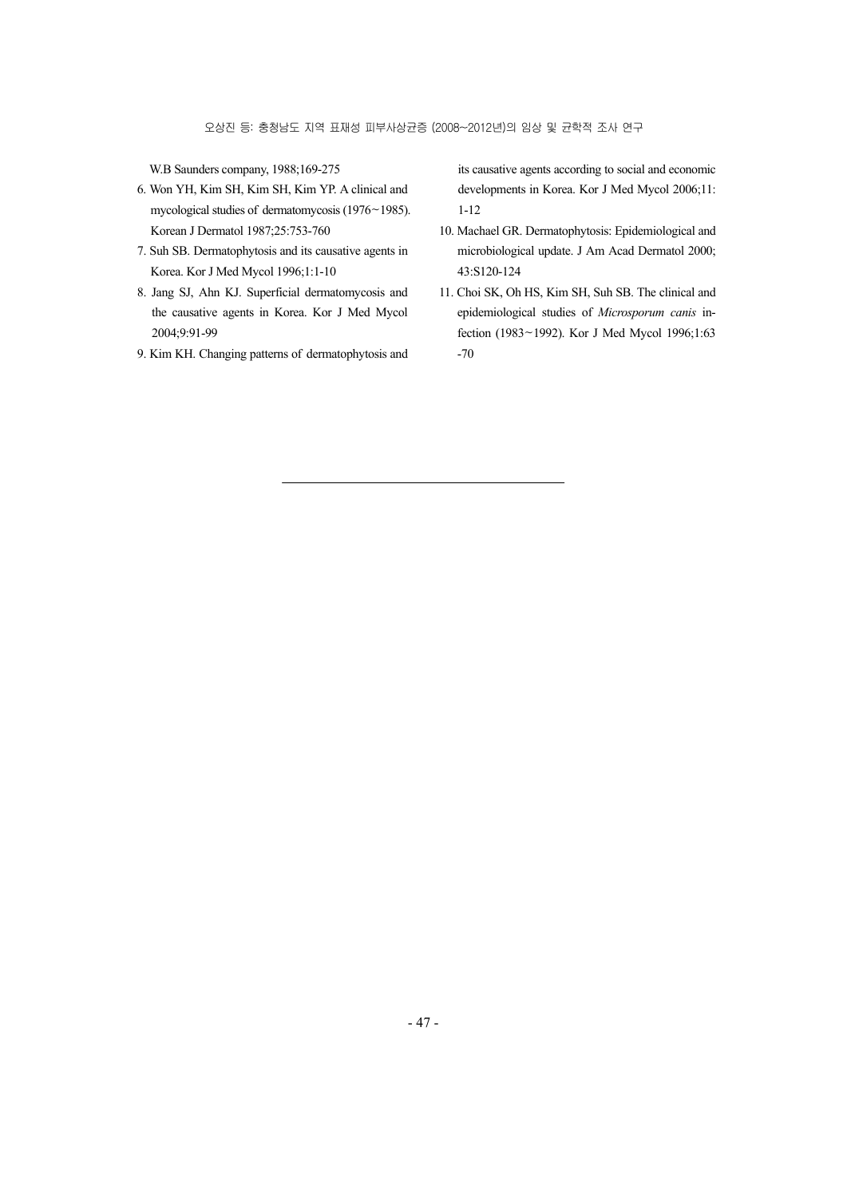W.B Saunders company, 1988;169-275

6. Won YH, Kim SH, Kim SH, Kim YP. A clinical and mycological studies of dermatomycosis (1976~1985). Korean J Dermatol 1987;25:753-760
7. Suh SB. Dermatophytosis and its causative agents in Korea. Kor J Med Mycol 1996;1:1-10
8. Jang SJ, Ahn KJ. Superficial dermatomycosis and the causative agents in Korea. Kor J Med Mycol 2004;9:91-99
9. Kim KH. Changing patterns of dermatophytosis and its causative agents according to social and economic developments in Korea. Kor J Med Mycol 2006;11: 1-12
10. Machael GR. Dermatophytosis: Epidemiological and microbiological update. J Am Acad Dermatol 2000; 43:S120-124
11. Choi SK, Oh HS, Kim SH, Suh SB. The clinical and epidemiological studies of *Microsporum canis* infection (1983~1992). Kor J Med Mycol 1996;1:63-70